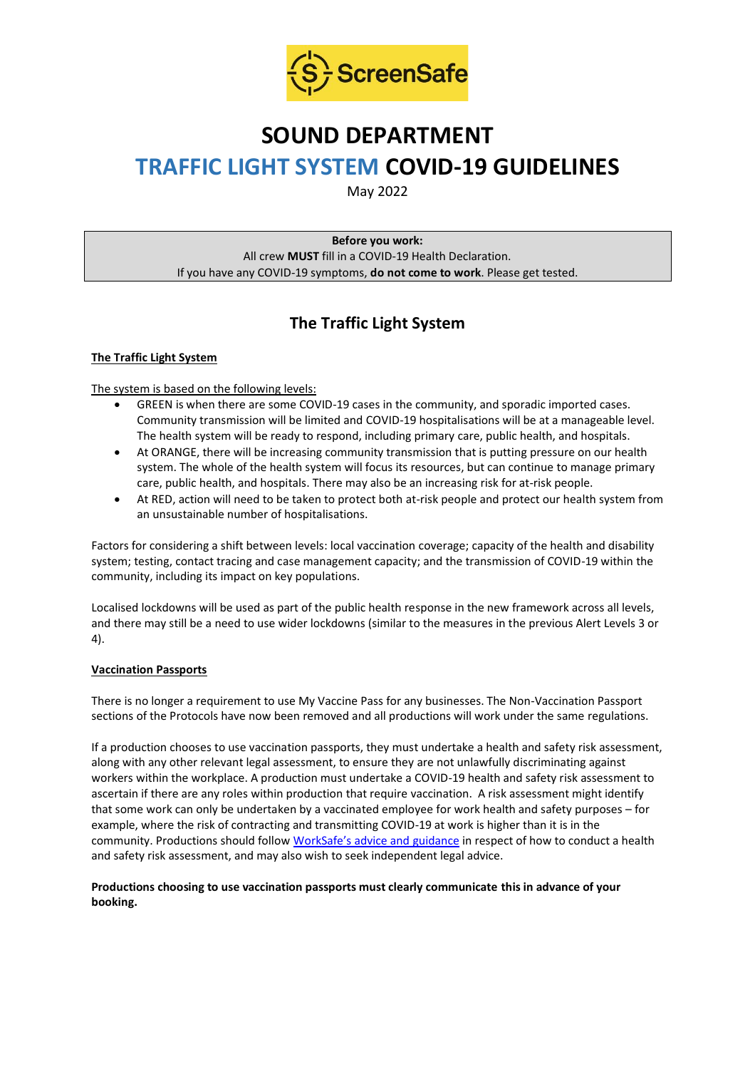ScreenSafe

# SOUND DEPARTMENT

# TRAFFIC LIGHT SYSTEM COVID-19 GUIDELINES

May 2022

**Before you work:**
All crew **MUST** fill in a COVID-19 Health Declaration.
If you have any COVID-19 symptoms, **do not come to work**. Please get tested.

## The Traffic Light System

### The Traffic Light System

The system is based on the following levels:

- GREEN is when there are some COVID-19 cases in the community, and sporadic imported cases. Community transmission will be limited and COVID-19 hospitalisations will be at a manageable level. The health system will be ready to respond, including primary care, public health, and hospitals.
- At ORANGE, there will be increasing community transmission that is putting pressure on our health system. The whole of the health system will focus its resources, but can continue to manage primary care, public health, and hospitals. There may also be an increasing risk for at-risk people.
- At RED, action will need to be taken to protect both at-risk people and protect our health system from an unsustainable number of hospitalisations.

Factors for considering a shift between levels: local vaccination coverage; capacity of the health and disability system; testing, contact tracing and case management capacity; and the transmission of COVID-19 within the community, including its impact on key populations.

Localised lockdowns will be used as part of the public health response in the new framework across all levels, and there may still be a need to use wider lockdowns (similar to the measures in the previous Alert Levels 3 or 4).

### Vaccination Passports

There is no longer a requirement to use My Vaccine Pass for any businesses. The Non-Vaccination Passport sections of the Protocols have now been removed and all productions will work under the same regulations.

If a production chooses to use vaccination passports, they must undertake a health and safety risk assessment, along with any other relevant legal assessment, to ensure they are not unlawfully discriminating against workers within the workplace. A production must undertake a COVID-19 health and safety risk assessment to ascertain if there are any roles within production that require vaccination. A risk assessment might identify that some work can only be undertaken by a vaccinated employee for work health and safety purposes – for example, where the risk of contracting and transmitting COVID-19 at work is higher than it is in the community. Productions should follow WorkSafe's advice and guidance in respect of how to conduct a health and safety risk assessment, and may also wish to seek independent legal advice.

**Productions choosing to use vaccination passports must clearly communicate this in advance of your booking.**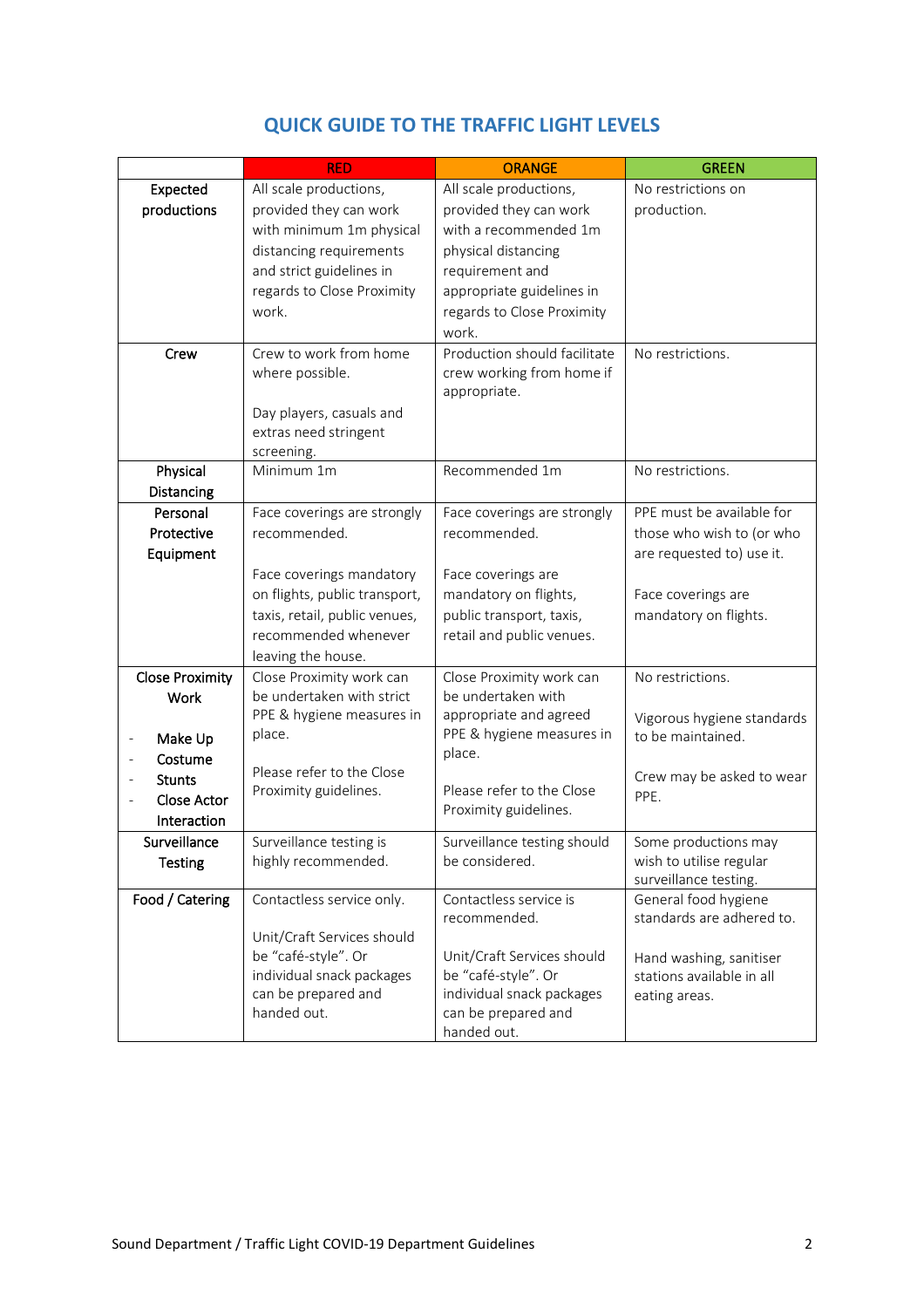## QUICK GUIDE TO THE TRAFFIC LIGHT LEVELS

| | RED | ORANGE | GREEN |
|---|---|---|---|
| **Expected productions** | All scale productions, provided they can work with minimum 1m physical distancing requirements and strict guidelines in regards to Close Proximity work. | All scale productions, provided they can work with a recommended 1m physical distancing requirement and appropriate guidelines in regards to Close Proximity work. | No restrictions on production. |
| **Crew** | Crew to work from home where possible.<br><br>Day players, casuals and extras need stringent screening. | Production should facilitate crew working from home if appropriate. | No restrictions. |
| **Physical Distancing** | Minimum 1m | Recommended 1m | No restrictions. |
| **Personal Protective Equipment** | Face coverings are strongly recommended.<br><br>Face coverings mandatory on flights, public transport, taxis, retail, public venues, recommended whenever leaving the house. | Face coverings are strongly recommended.<br><br>Face coverings are mandatory on flights, public transport, taxis, retail and public venues. | PPE must be available for those who wish to (or who are requested to) use it.<br><br>Face coverings are mandatory on flights. |
| **Close Proximity Work**<br><br>- **Make Up**<br>- **Costume**<br>- **Stunts**<br>- **Close Actor Interaction** | Close Proximity work can be undertaken with strict PPE & hygiene measures in place.<br><br>Please refer to the Close Proximity guidelines. | Close Proximity work can be undertaken with appropriate and agreed PPE & hygiene measures in place.<br><br>Please refer to the Close Proximity guidelines. | No restrictions.<br><br>Vigorous hygiene standards to be maintained.<br><br>Crew may be asked to wear PPE. |
| **Surveillance Testing** | Surveillance testing is highly recommended. | Surveillance testing should be considered. | Some productions may wish to utilise regular surveillance testing. |
| **Food / Catering** | Contactless service only.<br><br>Unit/Craft Services should be "café-style". Or individual snack packages can be prepared and handed out. | Contactless service is recommended.<br><br>Unit/Craft Services should be "café-style". Or individual snack packages can be prepared and handed out. | General food hygiene standards are adhered to.<br><br>Hand washing, sanitiser stations available in all eating areas. |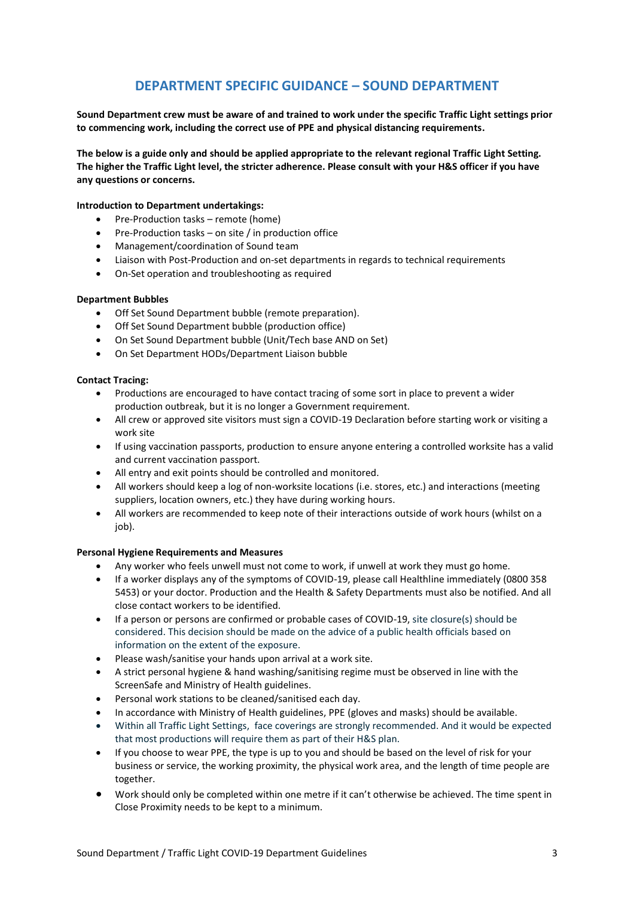# DEPARTMENT SPECIFIC GUIDANCE – SOUND DEPARTMENT

**Sound Department crew must be aware of and trained to work under the specific Traffic Light settings prior to commencing work, including the correct use of PPE and physical distancing requirements.**

**The below is a guide only and should be applied appropriate to the relevant regional Traffic Light Setting. The higher the Traffic Light level, the stricter adherence. Please consult with your H&S officer if you have any questions or concerns.**

**Introduction to Department undertakings:**

- Pre-Production tasks – remote (home)
- Pre-Production tasks – on site / in production office
- Management/coordination of Sound team
- Liaison with Post-Production and on-set departments in regards to technical requirements
- On-Set operation and troubleshooting as required

**Department Bubbles**

- Off Set Sound Department bubble (remote preparation).
- Off Set Sound Department bubble (production office)
- On Set Sound Department bubble (Unit/Tech base AND on Set)
- On Set Department HODs/Department Liaison bubble

**Contact Tracing:**

- Productions are encouraged to have contact tracing of some sort in place to prevent a wider production outbreak, but it is no longer a Government requirement.
- All crew or approved site visitors must sign a COVID-19 Declaration before starting work or visiting a work site
- If using vaccination passports, production to ensure anyone entering a controlled worksite has a valid and current vaccination passport.
- All entry and exit points should be controlled and monitored.
- All workers should keep a log of non-worksite locations (i.e. stores, etc.) and interactions (meeting suppliers, location owners, etc.) they have during working hours.
- All workers are recommended to keep note of their interactions outside of work hours (whilst on a job).

**Personal Hygiene Requirements and Measures**

- Any worker who feels unwell must not come to work, if unwell at work they must go home.
- If a worker displays any of the symptoms of COVID-19, please call Healthline immediately (0800 358 5453) or your doctor. Production and the Health & Safety Departments must also be notified. And all close contact workers to be identified.
- If a person or persons are confirmed or probable cases of COVID-19, site closure(s) should be considered. This decision should be made on the advice of a public health officials based on information on the extent of the exposure.
- Please wash/sanitise your hands upon arrival at a work site.
- A strict personal hygiene & hand washing/sanitising regime must be observed in line with the ScreenSafe and Ministry of Health guidelines.
- Personal work stations to be cleaned/sanitised each day.
- In accordance with Ministry of Health guidelines, PPE (gloves and masks) should be available.
- Within all Traffic Light Settings, face coverings are strongly recommended. And it would be expected that most productions will require them as part of their H&S plan.
- If you choose to wear PPE, the type is up to you and should be based on the level of risk for your business or service, the working proximity, the physical work area, and the length of time people are together.
- Work should only be completed within one metre if it can't otherwise be achieved. The time spent in Close Proximity needs to be kept to a minimum.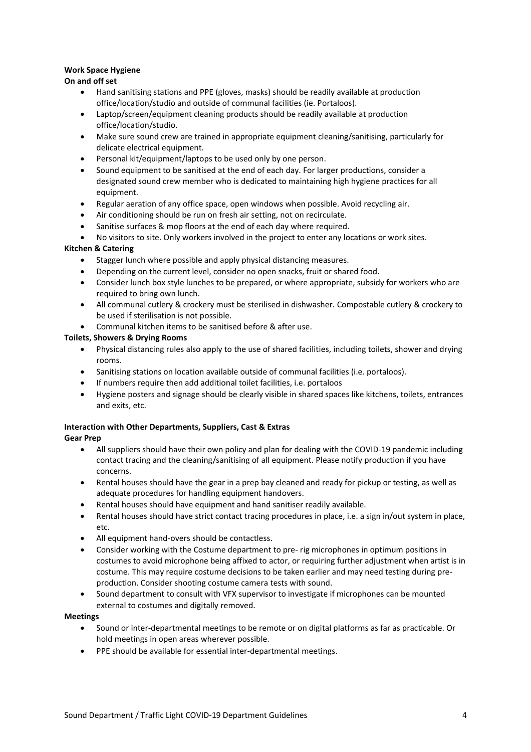**Work Space Hygiene**

**On and off set**

- Hand sanitising stations and PPE (gloves, masks) should be readily available at production office/location/studio and outside of communal facilities (ie. Portaloos).
- Laptop/screen/equipment cleaning products should be readily available at production office/location/studio.
- Make sure sound crew are trained in appropriate equipment cleaning/sanitising, particularly for delicate electrical equipment.
- Personal kit/equipment/laptops to be used only by one person.
- Sound equipment to be sanitised at the end of each day. For larger productions, consider a designated sound crew member who is dedicated to maintaining high hygiene practices for all equipment.
- Regular aeration of any office space, open windows when possible. Avoid recycling air.
- Air conditioning should be run on fresh air setting, not on recirculate.
- Sanitise surfaces & mop floors at the end of each day where required.
- No visitors to site. Only workers involved in the project to enter any locations or work sites.

**Kitchen & Catering**

- Stagger lunch where possible and apply physical distancing measures.
- Depending on the current level, consider no open snacks, fruit or shared food.
- Consider lunch box style lunches to be prepared, or where appropriate, subsidy for workers who are required to bring own lunch.
- All communal cutlery & crockery must be sterilised in dishwasher. Compostable cutlery & crockery to be used if sterilisation is not possible.
- Communal kitchen items to be sanitised before & after use.

**Toilets, Showers & Drying Rooms**

- Physical distancing rules also apply to the use of shared facilities, including toilets, shower and drying rooms.
- Sanitising stations on location available outside of communal facilities (i.e. portaloos).
- If numbers require then add additional toilet facilities, i.e. portaloos
- Hygiene posters and signage should be clearly visible in shared spaces like kitchens, toilets, entrances and exits, etc.

**Interaction with Other Departments, Suppliers, Cast & Extras**

**Gear Prep**

- All suppliers should have their own policy and plan for dealing with the COVID-19 pandemic including contact tracing and the cleaning/sanitising of all equipment. Please notify production if you have concerns.
- Rental houses should have the gear in a prep bay cleaned and ready for pickup or testing, as well as adequate procedures for handling equipment handovers.
- Rental houses should have equipment and hand sanitiser readily available.
- Rental houses should have strict contact tracing procedures in place, i.e. a sign in/out system in place, etc.
- All equipment hand-overs should be contactless.
- Consider working with the Costume department to pre- rig microphones in optimum positions in costumes to avoid microphone being affixed to actor, or requiring further adjustment when artist is in costume. This may require costume decisions to be taken earlier and may need testing during pre-production. Consider shooting costume camera tests with sound.
- Sound department to consult with VFX supervisor to investigate if microphones can be mounted external to costumes and digitally removed.

**Meetings**

- Sound or inter-departmental meetings to be remote or on digital platforms as far as practicable. Or hold meetings in open areas wherever possible.
- PPE should be available for essential inter-departmental meetings.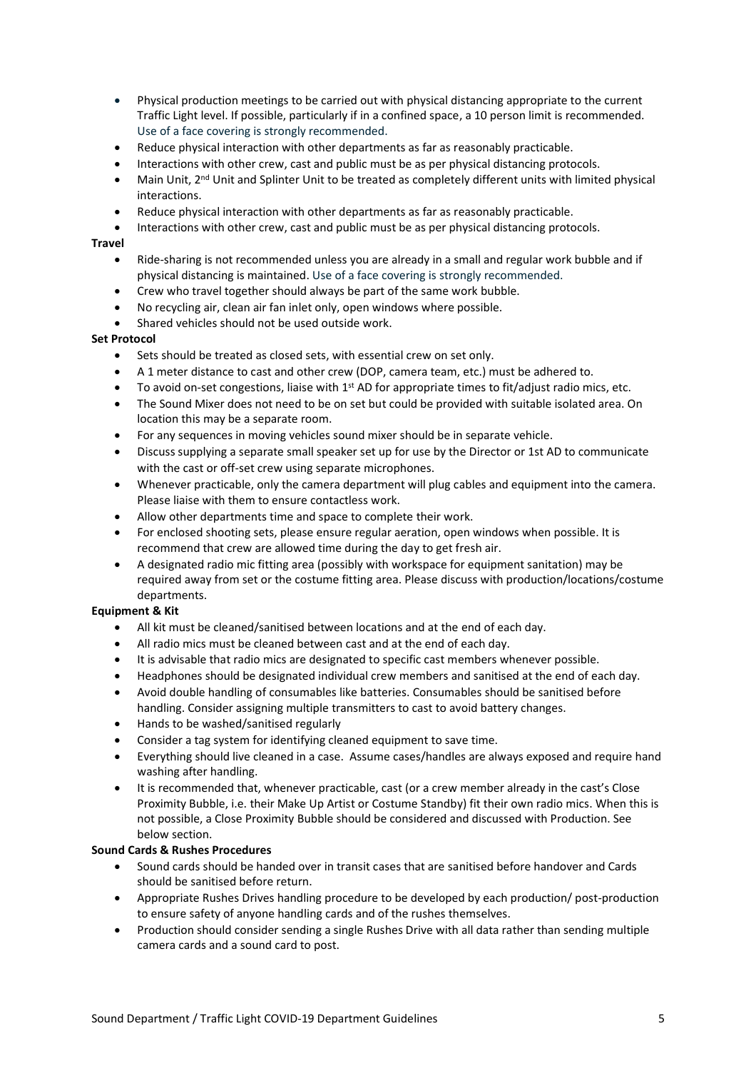- Physical production meetings to be carried out with physical distancing appropriate to the current Traffic Light level. If possible, particularly if in a confined space, a 10 person limit is recommended. Use of a face covering is strongly recommended.
- Reduce physical interaction with other departments as far as reasonably practicable.
- Interactions with other crew, cast and public must be as per physical distancing protocols.
- Main Unit, 2nd Unit and Splinter Unit to be treated as completely different units with limited physical interactions.
- Reduce physical interaction with other departments as far as reasonably practicable.
- Interactions with other crew, cast and public must be as per physical distancing protocols.

**Travel**

- Ride-sharing is not recommended unless you are already in a small and regular work bubble and if physical distancing is maintained. Use of a face covering is strongly recommended.
- Crew who travel together should always be part of the same work bubble.
- No recycling air, clean air fan inlet only, open windows where possible.
- Shared vehicles should not be used outside work.

**Set Protocol**

- Sets should be treated as closed sets, with essential crew on set only.
- A 1 meter distance to cast and other crew (DOP, camera team, etc.) must be adhered to.
- To avoid on-set congestions, liaise with 1st AD for appropriate times to fit/adjust radio mics, etc.
- The Sound Mixer does not need to be on set but could be provided with suitable isolated area. On location this may be a separate room.
- For any sequences in moving vehicles sound mixer should be in separate vehicle.
- Discuss supplying a separate small speaker set up for use by the Director or 1st AD to communicate with the cast or off-set crew using separate microphones.
- Whenever practicable, only the camera department will plug cables and equipment into the camera. Please liaise with them to ensure contactless work.
- Allow other departments time and space to complete their work.
- For enclosed shooting sets, please ensure regular aeration, open windows when possible. It is recommend that crew are allowed time during the day to get fresh air.
- A designated radio mic fitting area (possibly with workspace for equipment sanitation) may be required away from set or the costume fitting area. Please discuss with production/locations/costume departments.

**Equipment & Kit**

- All kit must be cleaned/sanitised between locations and at the end of each day.
- All radio mics must be cleaned between cast and at the end of each day.
- It is advisable that radio mics are designated to specific cast members whenever possible.
- Headphones should be designated individual crew members and sanitised at the end of each day.
- Avoid double handling of consumables like batteries. Consumables should be sanitised before handling. Consider assigning multiple transmitters to cast to avoid battery changes.
- Hands to be washed/sanitised regularly
- Consider a tag system for identifying cleaned equipment to save time.
- Everything should live cleaned in a case. Assume cases/handles are always exposed and require hand washing after handling.
- It is recommended that, whenever practicable, cast (or a crew member already in the cast's Close Proximity Bubble, i.e. their Make Up Artist or Costume Standby) fit their own radio mics. When this is not possible, a Close Proximity Bubble should be considered and discussed with Production. See below section.

**Sound Cards & Rushes Procedures**

- Sound cards should be handed over in transit cases that are sanitised before handover and Cards should be sanitised before return.
- Appropriate Rushes Drives handling procedure to be developed by each production/ post-production to ensure safety of anyone handling cards and of the rushes themselves.
- Production should consider sending a single Rushes Drive with all data rather than sending multiple camera cards and a sound card to post.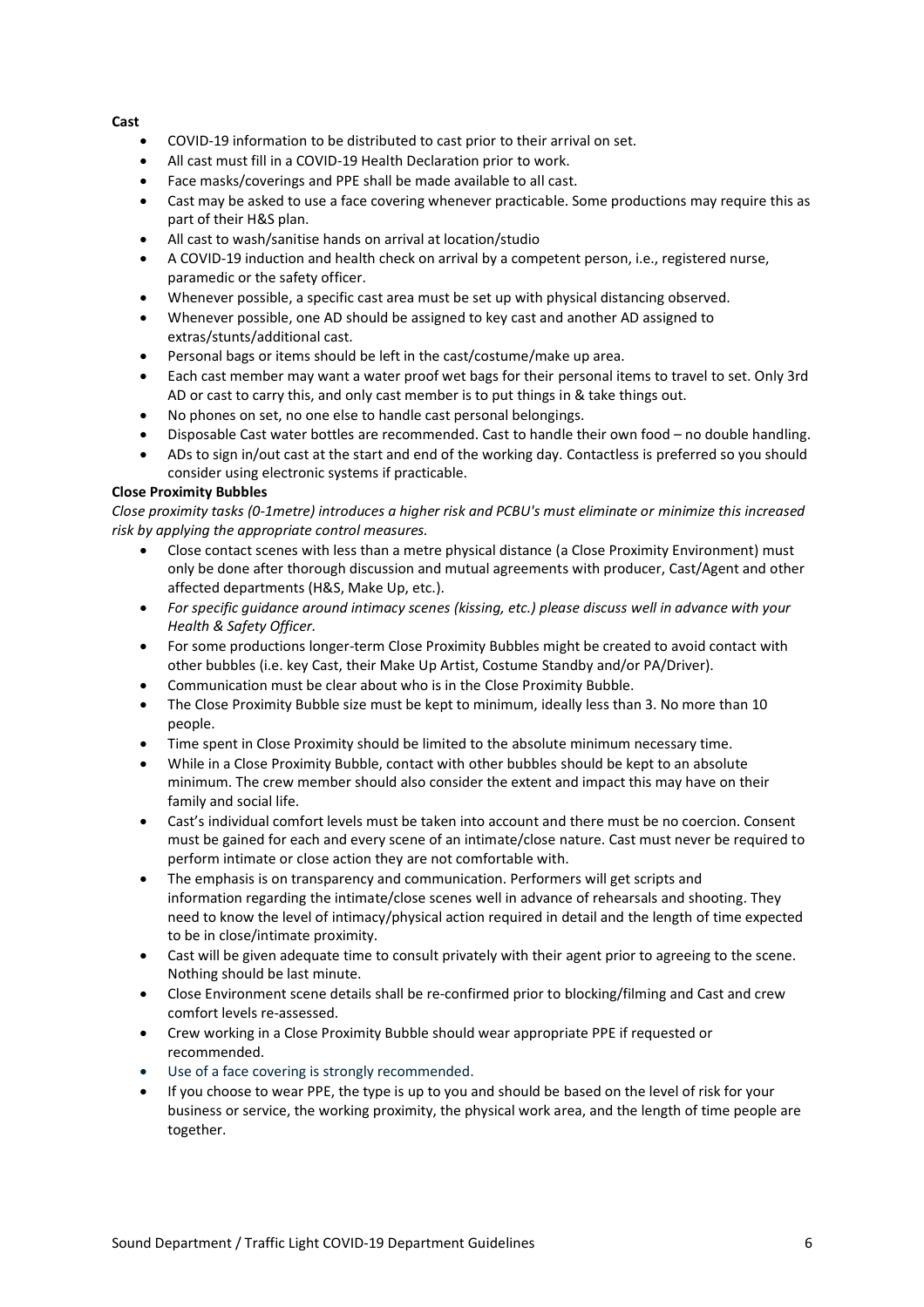**Cast**

- COVID-19 information to be distributed to cast prior to their arrival on set.
- All cast must fill in a COVID-19 Health Declaration prior to work.
- Face masks/coverings and PPE shall be made available to all cast.
- Cast may be asked to use a face covering whenever practicable. Some productions may require this as part of their H&S plan.
- All cast to wash/sanitise hands on arrival at location/studio
- A COVID-19 induction and health check on arrival by a competent person, i.e., registered nurse, paramedic or the safety officer.
- Whenever possible, a specific cast area must be set up with physical distancing observed.
- Whenever possible, one AD should be assigned to key cast and another AD assigned to extras/stunts/additional cast.
- Personal bags or items should be left in the cast/costume/make up area.
- Each cast member may want a water proof wet bags for their personal items to travel to set. Only 3rd AD or cast to carry this, and only cast member is to put things in & take things out.
- No phones on set, no one else to handle cast personal belongings.
- Disposable Cast water bottles are recommended. Cast to handle their own food – no double handling.
- ADs to sign in/out cast at the start and end of the working day. Contactless is preferred so you should consider using electronic systems if practicable.

**Close Proximity Bubbles**

*Close proximity tasks (0-1metre) introduces a higher risk and PCBU's must eliminate or minimize this increased risk by applying the appropriate control measures.*

- Close contact scenes with less than a metre physical distance (a Close Proximity Environment) must only be done after thorough discussion and mutual agreements with producer, Cast/Agent and other affected departments (H&S, Make Up, etc.).
- *For specific guidance around intimacy scenes (kissing, etc.) please discuss well in advance with your Health & Safety Officer.*
- For some productions longer-term Close Proximity Bubbles might be created to avoid contact with other bubbles (i.e. key Cast, their Make Up Artist, Costume Standby and/or PA/Driver).
- Communication must be clear about who is in the Close Proximity Bubble.
- The Close Proximity Bubble size must be kept to minimum, ideally less than 3. No more than 10 people.
- Time spent in Close Proximity should be limited to the absolute minimum necessary time.
- While in a Close Proximity Bubble, contact with other bubbles should be kept to an absolute minimum. The crew member should also consider the extent and impact this may have on their family and social life.
- Cast's individual comfort levels must be taken into account and there must be no coercion. Consent must be gained for each and every scene of an intimate/close nature. Cast must never be required to perform intimate or close action they are not comfortable with.
- The emphasis is on transparency and communication. Performers will get scripts and information regarding the intimate/close scenes well in advance of rehearsals and shooting. They need to know the level of intimacy/physical action required in detail and the length of time expected to be in close/intimate proximity.
- Cast will be given adequate time to consult privately with their agent prior to agreeing to the scene. Nothing should be last minute.
- Close Environment scene details shall be re-confirmed prior to blocking/filming and Cast and crew comfort levels re-assessed.
- Crew working in a Close Proximity Bubble should wear appropriate PPE if requested or recommended.
- Use of a face covering is strongly recommended.
- If you choose to wear PPE, the type is up to you and should be based on the level of risk for your business or service, the working proximity, the physical work area, and the length of time people are together.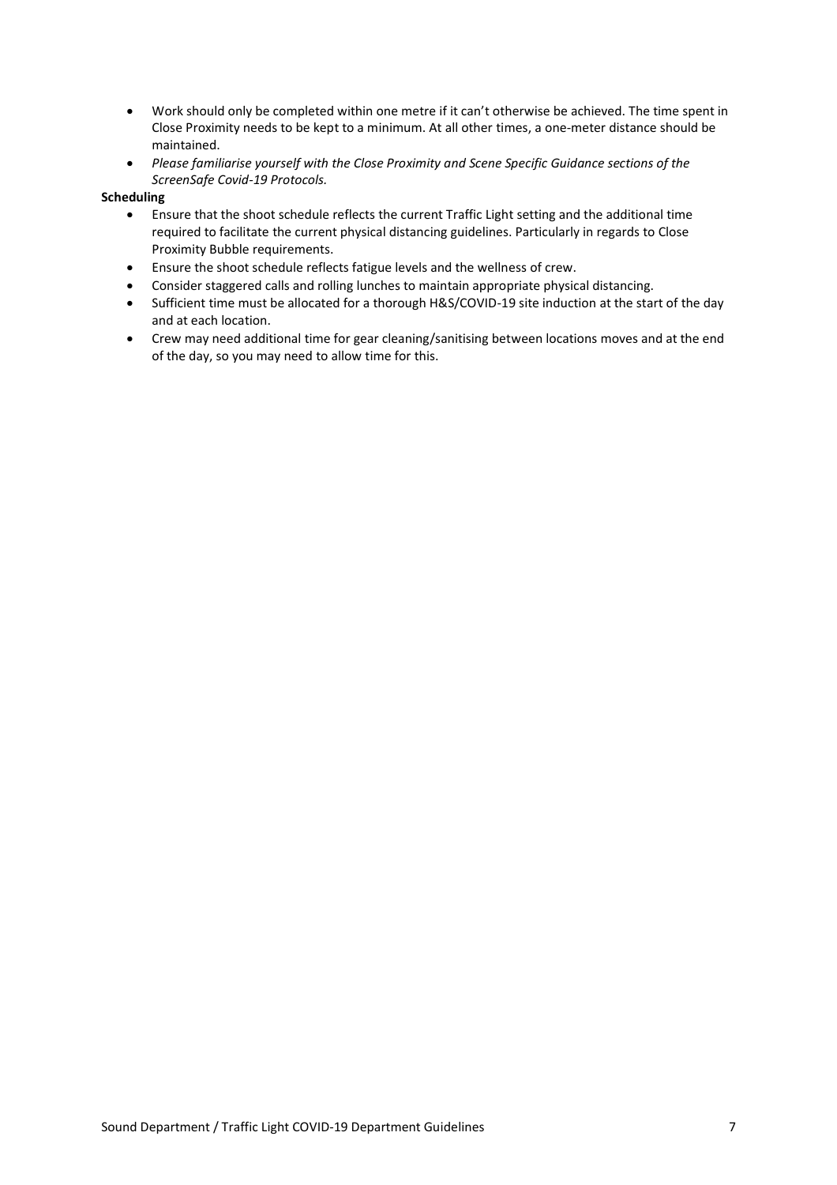- Work should only be completed within one metre if it can't otherwise be achieved. The time spent in Close Proximity needs to be kept to a minimum. At all other times, a one-meter distance should be maintained.
- *Please familiarise yourself with the Close Proximity and Scene Specific Guidance sections of the ScreenSafe Covid-19 Protocols.*

**Scheduling**

- Ensure that the shoot schedule reflects the current Traffic Light setting and the additional time required to facilitate the current physical distancing guidelines. Particularly in regards to Close Proximity Bubble requirements.
- Ensure the shoot schedule reflects fatigue levels and the wellness of crew.
- Consider staggered calls and rolling lunches to maintain appropriate physical distancing.
- Sufficient time must be allocated for a thorough H&S/COVID-19 site induction at the start of the day and at each location.
- Crew may need additional time for gear cleaning/sanitising between locations moves and at the end of the day, so you may need to allow time for this.